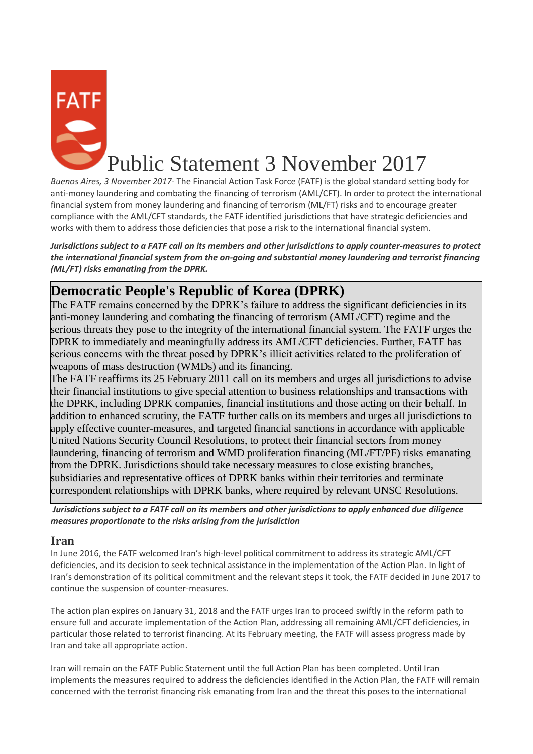# Public Statement 3 November 2017

*Buenos Aires, 3 November 2017*- The Financial Action Task Force (FATF) is the global standard setting body for anti-money laundering and combating the financing of terrorism (AML/CFT). In order to protect the international financial system from money laundering and financing of terrorism (ML/FT) risks and to encourage greater compliance with the AML/CFT standards, the FATF identified jurisdictions that have strategic deficiencies and works with them to address those deficiencies that pose a risk to the international financial system.

***Jurisdictions subject to a FATF call on its members and other jurisdictions to apply counter-measures to protect the international financial system from the on-going and substantial money laundering and terrorist financing (ML/FT) risks emanating from the DPRK.***

## Democratic People's Republic of Korea (DPRK)

The FATF remains concerned by the DPRK's failure to address the significant deficiencies in its anti-money laundering and combating the financing of terrorism (AML/CFT) regime and the serious threats they pose to the integrity of the international financial system. The FATF urges the DPRK to immediately and meaningfully address its AML/CFT deficiencies. Further, FATF has serious concerns with the threat posed by DPRK's illicit activities related to the proliferation of weapons of mass destruction (WMDs) and its financing.

The FATF reaffirms its 25 February 2011 call on its members and urges all jurisdictions to advise their financial institutions to give special attention to business relationships and transactions with the DPRK, including DPRK companies, financial institutions and those acting on their behalf. In addition to enhanced scrutiny, the FATF further calls on its members and urges all jurisdictions to apply effective counter-measures, and targeted financial sanctions in accordance with applicable United Nations Security Council Resolutions, to protect their financial sectors from money laundering, financing of terrorism and WMD proliferation financing (ML/FT/PF) risks emanating from the DPRK. Jurisdictions should take necessary measures to close existing branches, subsidiaries and representative offices of DPRK banks within their territories and terminate correspondent relationships with DPRK banks, where required by relevant UNSC Resolutions.

***Jurisdictions subject to a FATF call on its members and other jurisdictions to apply enhanced due diligence measures proportionate to the risks arising from the jurisdiction***

## Iran

In June 2016, the FATF welcomed Iran's high-level political commitment to address its strategic AML/CFT deficiencies, and its decision to seek technical assistance in the implementation of the Action Plan. In light of Iran's demonstration of its political commitment and the relevant steps it took, the FATF decided in June 2017 to continue the suspension of counter-measures.

The action plan expires on January 31, 2018 and the FATF urges Iran to proceed swiftly in the reform path to ensure full and accurate implementation of the Action Plan, addressing all remaining AML/CFT deficiencies, in particular those related to terrorist financing. At its February meeting, the FATF will assess progress made by Iran and take all appropriate action.

Iran will remain on the FATF Public Statement until the full Action Plan has been completed. Until Iran implements the measures required to address the deficiencies identified in the Action Plan, the FATF will remain concerned with the terrorist financing risk emanating from Iran and the threat this poses to the international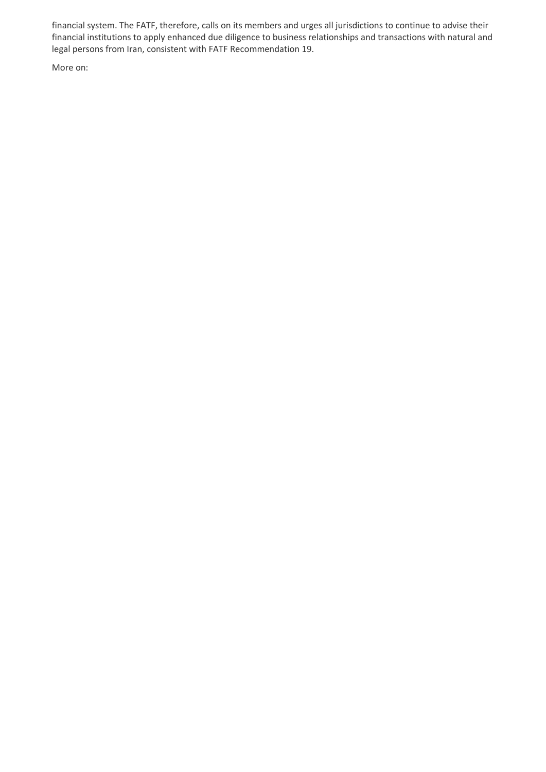financial system. The FATF, therefore, calls on its members and urges all jurisdictions to continue to advise their financial institutions to apply enhanced due diligence to business relationships and transactions with natural and legal persons from Iran, consistent with FATF Recommendation 19.

More on: